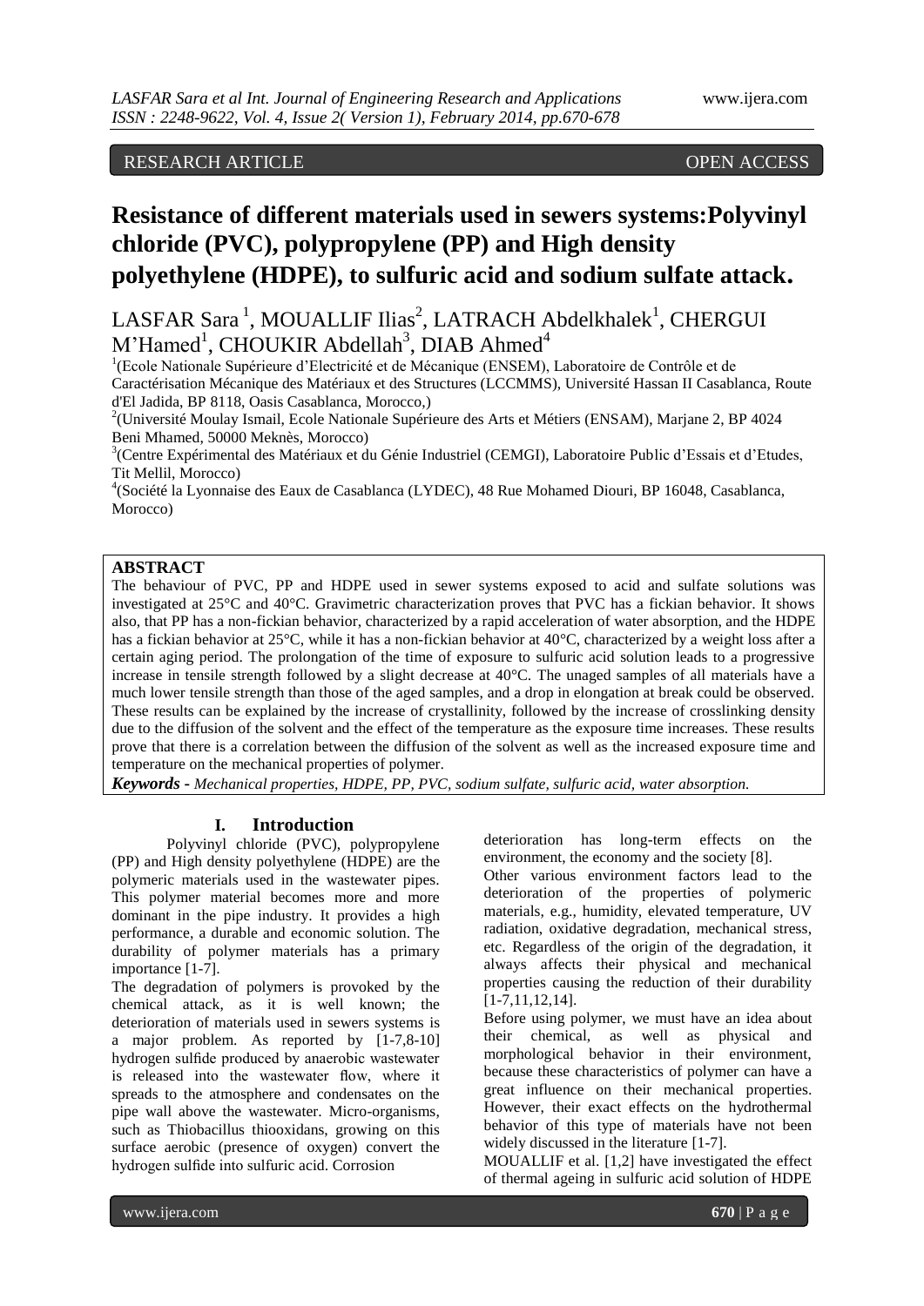RESEARCH ARTICLE OPEN ACCESS

# Resistance of different materials used in sewers systems:Polyvinyl chloride (PVC), polypropylene (PP) and High density polyethylene (HDPE), to sulfuric acid and sodium sulfate attack.

LASFAR Sara [1], MOUALLIF Ilias[2], LATRACH Abdelkhalek[1], CHERGUI M'Hamed[1], CHOUKIR Abdellah[3], DIAB Ahmed[4]

[1](Ecole Nationale Supérieure d'Electricité et de Mécanique (ENSEM), Laboratoire de Contrôle et de Caractérisation Mécanique des Matériaux et des Structures (LCCMMS), Université Hassan II Casablanca, Route d'El Jadida, BP 8118, Oasis Casablanca, Morocco,)

[2](Université Moulay Ismail, Ecole Nationale Supérieure des Arts et Métiers (ENSAM), Marjane 2, BP 4024 Beni Mhamed, 50000 Meknès, Morocco)

[3](Centre Expérimental des Matériaux et du Génie Industriel (CEMGI), Laboratoire Public d'Essais et d'Etudes, Tit Mellil, Morocco)

[4](Société la Lyonnaise des Eaux de Casablanca (LYDEC), 48 Rue Mohamed Diouri, BP 16048, Casablanca, Morocco)

## ABSTRACT

The behaviour of PVC, PP and HDPE used in sewer systems exposed to acid and sulfate solutions was investigated at 25°C and 40°C. Gravimetric characterization proves that PVC has a fickian behavior. It shows also, that PP has a non-fickian behavior, characterized by a rapid acceleration of water absorption, and the HDPE has a fickian behavior at 25°C, while it has a non-fickian behavior at 40°C, characterized by a weight loss after a certain aging period. The prolongation of the time of exposure to sulfuric acid solution leads to a progressive increase in tensile strength followed by a slight decrease at 40°C. The unaged samples of all materials have a much lower tensile strength than those of the aged samples, and a drop in elongation at break could be observed. These results can be explained by the increase of crystallinity, followed by the increase of crosslinking density due to the diffusion of the solvent and the effect of the temperature as the exposure time increases. These results prove that there is a correlation between the diffusion of the solvent as well as the increased exposure time and temperature on the mechanical properties of polymer.

***Keywords -*** *Mechanical properties, HDPE, PP, PVC, sodium sulfate, sulfuric acid, water absorption.*

## I. Introduction

Polyvinyl chloride (PVC), polypropylene (PP) and High density polyethylene (HDPE) are the polymeric materials used in the wastewater pipes. This polymer material becomes more and more dominant in the pipe industry. It provides a high performance, a durable and economic solution. The durability of polymer materials has a primary importance [1-7].

The degradation of polymers is provoked by the chemical attack, as it is well known; the deterioration of materials used in sewers systems is a major problem. As reported by [1-7,8-10] hydrogen sulfide produced by anaerobic wastewater is released into the wastewater flow, where it spreads to the atmosphere and condensates on the pipe wall above the wastewater. Micro-organisms, such as Thiobacillus thiooxidans, growing on this surface aerobic (presence of oxygen) convert the hydrogen sulfide into sulfuric acid. Corrosion deterioration has long-term effects on the environment, the economy and the society [8].

Other various environment factors lead to the deterioration of the properties of polymeric materials, e.g., humidity, elevated temperature, UV radiation, oxidative degradation, mechanical stress, etc. Regardless of the origin of the degradation, it always affects their physical and mechanical properties causing the reduction of their durability [1-7,11,12,14].

Before using polymer, we must have an idea about their chemical, as well as physical and morphological behavior in their environment, because these characteristics of polymer can have a great influence on their mechanical properties. However, their exact effects on the hydrothermal behavior of this type of materials have not been widely discussed in the literature [1-7].

MOUALLIF et al. [1,2] have investigated the effect of thermal ageing in sulfuric acid solution of HDPE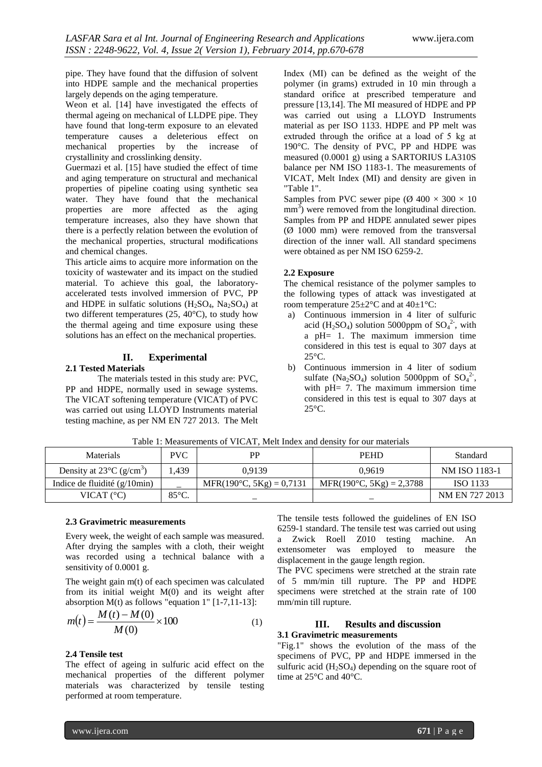pipe. They have found that the diffusion of solvent into HDPE sample and the mechanical properties largely depends on the aging temperature.

Weon et al. [14] have investigated the effects of thermal ageing on mechanical of LLDPE pipe. They have found that long-term exposure to an elevated temperature causes a deleterious effect on mechanical properties by the increase of crystallinity and crosslinking density.

Guermazi et al. [15] have studied the effect of time and aging temperature on structural and mechanical properties of pipeline coating using synthetic sea water. They have found that the mechanical properties are more affected as the aging temperature increases, also they have shown that there is a perfectly relation between the evolution of the mechanical properties, structural modifications and chemical changes.

This article aims to acquire more information on the toxicity of wastewater and its impact on the studied material. To achieve this goal, the laboratory-accelerated tests involved immersion of PVC, PP and HDPE in sulfatic solutions ($H_2SO_4$, $Na_2SO_4$) at two different temperatures (25, 40°C), to study how the thermal ageing and time exposure using these solutions has an effect on the mechanical properties.

## II. Experimental

### 2.1 Tested Materials

The materials tested in this study are: PVC, PP and HDPE, normally used in sewage systems. The VICAT softening temperature (VICAT) of PVC was carried out using LLOYD Instruments material testing machine, as per NM EN 727 2013. The Melt Index (MI) can be defined as the weight of the polymer (in grams) extruded in 10 min through a standard orifice at prescribed temperature and pressure [13,14]. The MI measured of HDPE and PP was carried out using a LLOYD Instruments material as per ISO 1133. HDPE and PP melt was extruded through the orifice at a load of 5 kg at 190°C. The density of PVC, PP and HDPE was measured (0.0001 g) using a SARTORIUS LA310S balance per NM ISO 1183-1. The measurements of VICAT, Melt Index (MI) and density are given in "Table 1".

Samples from PVC sewer pipe (Ø 400 × 300 × 10 $mm^3$) were removed from the longitudinal direction. Samples from PP and HDPE annulated sewer pipes (Ø 1000 mm) were removed from the transversal direction of the inner wall. All standard specimens were obtained as per NM ISO 6259-2.

### 2.2 Exposure

The chemical resistance of the polymer samples to the following types of attack was investigated at room temperature 25±2°C and at 40±1°C:

a) Continuous immersion in 4 liter of sulfuric acid ($H_2SO_4$) solution 5000ppm of $SO_4^{2-}$, with a pH= 1. The maximum immersion time considered in this test is equal to 307 days at 25°C.
b) Continuous immersion in 4 liter of sodium sulfate ($Na_2SO_4$) solution 5000ppm of $SO_4^{2-}$, with pH= 7. The maximum immersion time considered in this test is equal to 307 days at 25°C.

Table 1: Measurements of VICAT, Melt Index and density for our materials

| Materials | PVC | PP | PEHD | Standard |
|---|---|---|---|---|
| Density at 23°C (g/cm$^3$) | 1,439 | 0,9139 | 0,9619 | NM ISO 1183-1 |
| Indice de fluidité (g/10min) | _ | MFR(190°C, 5Kg) = 0,7131 | MFR(190°C, 5Kg) = 2,3788 | ISO 1133 |
| VICAT (°C) | 85°C. | _ | _ | NM EN 727 2013 |

### 2.3 Gravimetric measurements

Every week, the weight of each sample was measured. After drying the samples with a cloth, their weight was recorded using a technical balance with a sensitivity of 0.0001 g.

The weight gain m(t) of each specimen was calculated from its initial weight M(0) and its weight after absorption M(t) as follows "equation 1" [1-7,11-13]:

$$m(t) = \frac{M(t) - M(0)}{M(0)} \times 100 \qquad (1)$$

### 2.4 Tensile test

The effect of ageing in sulfuric acid effect on the mechanical properties of the different polymer materials was characterized by tensile testing performed at room temperature.

The tensile tests followed the guidelines of EN ISO 6259-1 standard. The tensile test was carried out using a Zwick Roell Z010 testing machine. An extensometer was employed to measure the displacement in the gauge length region.

The PVC specimens were stretched at the strain rate of 5 mm/min till rupture. The PP and HDPE specimens were stretched at the strain rate of 100 mm/min till rupture.

## III. Results and discussion

### 3.1 Gravimetric measurements

"Fig.1" shows the evolution of the mass of the specimens of PVC, PP and HDPE immersed in the sulfuric acid ($H_2SO_4$) depending on the square root of time at 25°C and 40°C.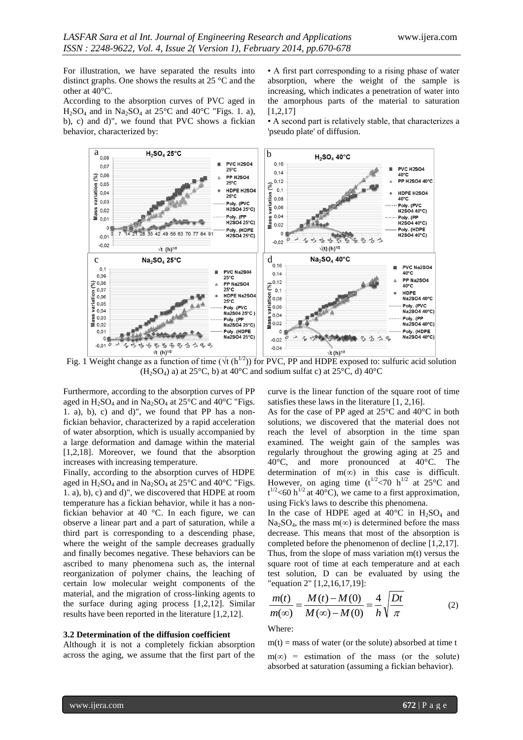For illustration, we have separated the results into distinct graphs. One shows the results at 25 °C and the other at 40°C.

According to the absorption curves of PVC aged in $H_2SO_4$ and in $Na_2SO_4$ at 25°C and 40°C "Figs. 1. a), b), c) and d)", we found that PVC shows a fickian behavior, characterized by:

- A first part corresponding to a rising phase of water absorption, where the weight of the sample is increasing, which indicates a penetration of water into the amorphous parts of the material to saturation [1,2,17]
- A second part is relatively stable, that characterizes a 'pseudo plate' of diffusion.

Fig. 1 Weight change as a function of time ($\sqrt{t}$ ($h^{1/2}$)) for PVC, PP and HDPE exposed to: sulfuric acid solution ($H_2SO_4$) a) at 25°C, b) at 40°C and sodium sulfat c) at 25°C, d) 40°C

Furthermore, according to the absorption curves of PP aged in $H_2SO_4$ and in $Na_2SO_4$ at 25°C and 40°C "Figs. 1. a), b), c) and d)", we found that PP has a non-fickian behavior, characterized by a rapid acceleration of water absorption, which is usually accompanied by a large deformation and damage within the material [1,2,18]. Moreover, we found that the absorption increases with increasing temperature.

Finally, according to the absorption curves of HDPE aged in $H_2SO_4$ and in $Na_2SO_4$ at 25°C and 40°C "Figs. 1. a), b), c) and d)", we discovered that HDPE at room temperature has a fickian behavior, while it has a non-fickian behavior at 40 °C. In each figure, we can observe a linear part and a part of saturation, while a third part is corresponding to a descending phase, where the weight of the sample decreases gradually and finally becomes negative. These behaviors can be ascribed to many phenomena such as, the internal reorganization of polymer chains, the leaching of certain low molecular weight components of the material, and the migration of cross-linking agents to the surface during aging process [1,2,12]. Similar results have been reported in the literature [1,2,12].

### 3.2 Determination of the diffusion coefficient

Although it is not a completely fickian absorption across the aging, we assume that the first part of the curve is the linear function of the square root of time satisfies these laws in the literature [1, 2,16].

As for the case of PP aged at 25°C and 40°C in both solutions, we discovered that the material does not reach the level of absorption in the time span examined. The weight gain of the samples was regularly throughout the growing aging at 25 and 40°C, and more pronounced at 40°C. The determination of $m(\infty)$ in this case is difficult. However, on aging time ($t^{1/2}$<70 $h^{1/2}$ at 25°C and $t^{1/2}$<60 $h^{1/2}$ at 40°C), we came to a first approximation, using Fick's laws to describe this phenomena.

In the case of HDPE aged at 40°C in $H_2SO_4$ and $Na_2SO_4$, the mass $m(\infty)$ is determined before the mass decrease. This means that most of the absorption is completed before the phenomenon of decline [1,2,17]. Thus, from the slope of mass variation m(t) versus the square root of time at each temperature and at each test solution, D can be evaluated by using the "equation 2" [1,2,16,17,19]:

$$\frac{m(t)}{m(\infty)} = \frac{M(t) - M(0)}{M(\infty) - M(0)} = \frac{4}{h}\sqrt{\frac{Dt}{\pi}} \qquad (2)$$

Where:

m(t) = mass of water (or the solute) absorbed at time t

$m(\infty)$ = estimation of the mass (or the solute) absorbed at saturation (assuming a fickian behavior).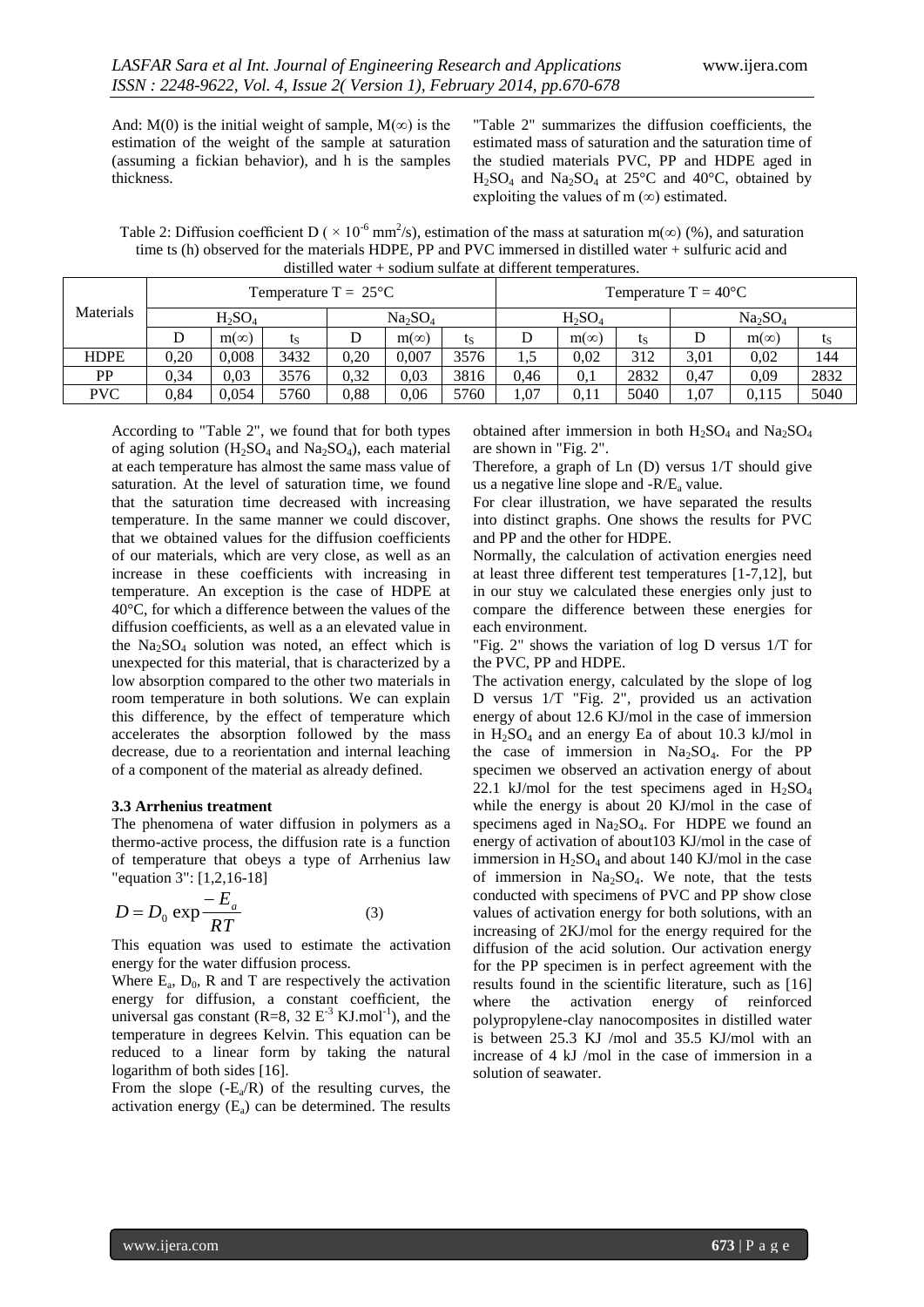And: M(0) is the initial weight of sample, M(∞) is the estimation of the weight of the sample at saturation (assuming a fickian behavior), and h is the samples thickness.

"Table 2" summarizes the diffusion coefficients, the estimated mass of saturation and the saturation time of the studied materials PVC, PP and HDPE aged in $H_2SO_4$ and $Na_2SO_4$ at 25°C and 40°C, obtained by exploiting the values of m (∞) estimated.

Table 2: Diffusion coefficient D ( $\times 10^{-6}$ mm$^2$/s), estimation of the mass at saturation m(∞) (%), and saturation time ts (h) observed for the materials HDPE, PP and PVC immersed in distilled water + sulfuric acid and distilled water + sodium sulfate at different temperatures.

| Materials | Temperature T = 25°C | | | | | | Temperature T = 40°C | | | | | |
|---|---|---|---|---|---|---|---|---|---|---|---|---|
| | $H_2SO_4$ | | | $Na_2SO_4$ | | | $H_2SO_4$ | | | $Na_2SO_4$ | | |
| | D | m(∞) | $t_S$ | D | m(∞) | $t_S$ | D | m(∞) | $t_S$ | D | m(∞) | $t_S$ |
| HDPE | 0,20 | 0,008 | 3432 | 0,20 | 0,007 | 3576 | 1,5 | 0,02 | 312 | 3,01 | 0,02 | 144 |
| PP | 0,34 | 0,03 | 3576 | 0,32 | 0,03 | 3816 | 0,46 | 0,1 | 2832 | 0,47 | 0,09 | 2832 |
| PVC | 0,84 | 0,054 | 5760 | 0,88 | 0,06 | 5760 | 1,07 | 0,11 | 5040 | 1,07 | 0,115 | 5040 |

According to "Table 2", we found that for both types of aging solution ($H_2SO_4$ and $Na_2SO_4$), each material at each temperature has almost the same mass value of saturation. At the level of saturation time, we found that the saturation time decreased with increasing temperature. In the same manner we could discover, that we obtained values for the diffusion coefficients of our materials, which are very close, as well as an increase in these coefficients with increasing in temperature. An exception is the case of HDPE at 40°C, for which a difference between the values of the diffusion coefficients, as well as a an elevated value in the $Na_2SO_4$ solution was noted, an effect which is unexpected for this material, that is characterized by a low absorption compared to the other two materials in room temperature in both solutions. We can explain this difference, by the effect of temperature which accelerates the absorption followed by the mass decrease, due to a reorientation and internal leaching of a component of the material as already defined.

### 3.3 Arrhenius treatment

The phenomena of water diffusion in polymers as a thermo-active process, the diffusion rate is a function of temperature that obeys a type of Arrhenius law "equation 3": [1,2,16-18]

$$D = D_0 \exp \frac{-E_a}{RT} \qquad (3)$$

This equation was used to estimate the activation energy for the water diffusion process.

Where $E_a$, $D_0$, R and T are respectively the activation energy for diffusion, a constant coefficient, the universal gas constant (R=8, 32 $E^{-3}$ KJ.mol$^{-1}$), and the temperature in degrees Kelvin. This equation can be reduced to a linear form by taking the natural logarithm of both sides [16].

From the slope ($-E_a/R$) of the resulting curves, the activation energy ($E_a$) can be determined. The results obtained after immersion in both $H_2SO_4$ and $Na_2SO_4$ are shown in "Fig. 2".

Therefore, a graph of Ln (D) versus 1/T should give us a negative line slope and $-R/E_a$ value.

For clear illustration, we have separated the results into distinct graphs. One shows the results for PVC and PP and the other for HDPE.

Normally, the calculation of activation energies need at least three different test temperatures [1-7,12], but in our stuy we calculated these energies only just to compare the difference between these energies for each environment.

"Fig. 2" shows the variation of log D versus 1/T for the PVC, PP and HDPE.

The activation energy, calculated by the slope of log D versus 1/T "Fig. 2", provided us an activation energy of about 12.6 KJ/mol in the case of immersion in $H_2SO_4$ and an energy Ea of about 10.3 kJ/mol in the case of immersion in $Na_2SO_4$. For the PP specimen we observed an activation energy of about 22.1 kJ/mol for the test specimens aged in $H_2SO_4$ while the energy is about 20 KJ/mol in the case of specimens aged in $Na_2SO_4$. For HDPE we found an energy of activation of about103 KJ/mol in the case of immersion in $H_2SO_4$ and about 140 KJ/mol in the case of immersion in $Na_2SO_4$. We note, that the tests conducted with specimens of PVC and PP show close values of activation energy for both solutions, with an increasing of 2KJ/mol for the energy required for the diffusion of the acid solution. Our activation energy for the PP specimen is in perfect agreement with the results found in the scientific literature, such as [16] where the activation energy of reinforced polypropylene-clay nanocomposites in distilled water is between 25.3 KJ /mol and 35.5 KJ/mol with an increase of 4 kJ /mol in the case of immersion in a solution of seawater.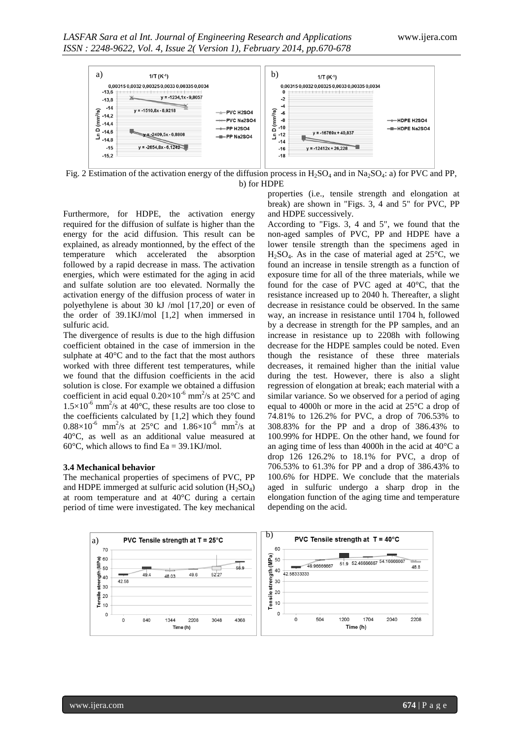Fig. 2 Estimation of the activation energy of the diffusion process in $H_2SO_4$ and in $Na_2SO_4$: a) for PVC and PP, b) for HDPE

Furthermore, for HDPE, the activation energy required for the diffusion of sulfate is higher than the energy for the acid diffusion. This result can be explained, as already montionned, by the effect of the temperature which accelerated the absorption followed by a rapid decrease in mass. The activation energies, which were estimated for the aging in acid and sulfate solution are too elevated. Normally the activation energy of the diffusion process of water in polyethylene is about 30 kJ /mol [17,20] or even of the order of 39.1KJ/mol [1,2] when immersed in sulfuric acid.

The divergence of results is due to the high diffusion coefficient obtained in the case of immersion in the sulphate at 40°C and to the fact that the most authors worked with three different test temperatures, while we found that the diffusion coefficients in the acid solution is close. For example we obtained a diffusion coefficient in acid equal $0.20\times10^{-6}$ mm$^2$/s at 25°C and $1.5\times10^{-6}$ mm$^2$/s at 40°C, these results are too close to the coefficients calculated by [1,2] which they found $0.88\times10^{-6}$ mm$^2$/s at 25°C and $1.86\times10^{-6}$ mm$^2$/s at 40°C, as well as an additional value measured at 60°C, which allows to find Ea = 39.1KJ/mol.

### 3.4 Mechanical behavior

The mechanical properties of specimens of PVC, PP and HDPE immerged at sulfuric acid solution ($H_2SO_4$) at room temperature and at 40°C during a certain period of time were investigated. The key mechanical properties (i.e., tensile strength and elongation at break) are shown in "Figs. 3, 4 and 5" for PVC, PP and HDPE successively.

According to "Figs. 3, 4 and 5", we found that the non-aged samples of PVC, PP and HDPE have a lower tensile strength than the specimens aged in $H_2SO_4$. As in the case of material aged at 25°C, we found an increase in tensile strength as a function of exposure time for all of the three materials, while we found for the case of PVC aged at 40°C, that the resistance increased up to 2040 h. Thereafter, a slight decrease in resistance could be observed. In the same way, an increase in resistance until 1704 h, followed by a decrease in strength for the PP samples, and an increase in resistance up to 2208h with following decrease for the HDPE samples could be noted. Even though the resistance of these three materials decreases, it remained higher than the initial value during the test. However, there is also a slight regression of elongation at break; each material with a similar variance. So we observed for a period of aging equal to 4000h or more in the acid at 25°C a drop of 74.81% to 126.2% for PVC, a drop of 706.53% to 308.83% for the PP and a drop of 386.43% to 100.99% for HDPE. On the other hand, we found for an aging time of less than 4000h in the acid at 40°C a drop 126 126.2% to 18.1% for PVC, a drop of 706.53% to 61.3% for PP and a drop of 386.43% to 100.6% for HDPE. We conclude that the materials aged in sulfuric undergo a sharp drop in the elongation function of the aging time and temperature depending on the acid.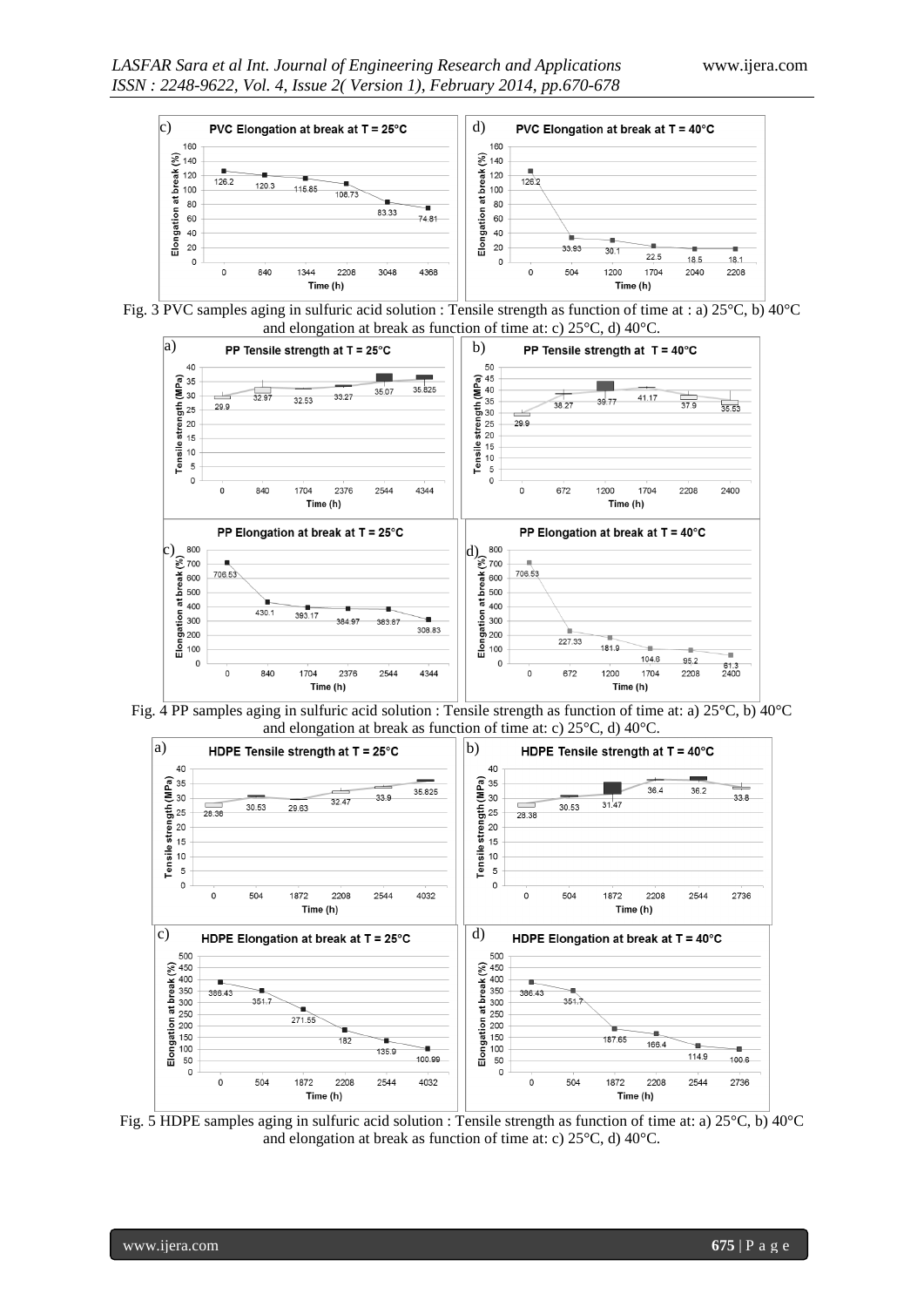Fig. 3 PVC samples aging in sulfuric acid solution : Tensile strength as function of time at : a) 25°C, b) 40°C and elongation at break as function of time at: c) 25°C, d) 40°C.

Fig. 4 PP samples aging in sulfuric acid solution : Tensile strength as function of time at: a) 25°C, b) 40°C and elongation at break as function of time at: c) 25°C, d) 40°C.

Fig. 5 HDPE samples aging in sulfuric acid solution : Tensile strength as function of time at: a) 25°C, b) 40°C and elongation at break as function of time at: c) 25°C, d) 40°C.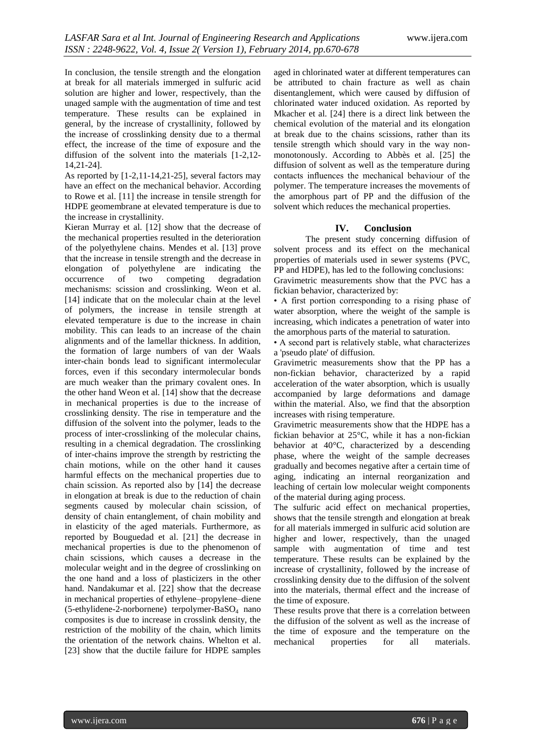In conclusion, the tensile strength and the elongation at break for all materials immerged in sulfuric acid solution are higher and lower, respectively, than the unaged sample with the augmentation of time and test temperature. These results can be explained in general, by the increase of crystallinity, followed by the increase of crosslinking density due to a thermal effect, the increase of the time of exposure and the diffusion of the solvent into the materials [1-2,12-14,21-24].

As reported by [1-2,11-14,21-25], several factors may have an effect on the mechanical behavior. According to Rowe et al. [11] the increase in tensile strength for HDPE geomembrane at elevated temperature is due to the increase in crystallinity.

Kieran Murray et al. [12] show that the decrease of the mechanical properties resulted in the deterioration of the polyethylene chains. Mendes et al. [13] prove that the increase in tensile strength and the decrease in elongation of polyethylene are indicating the occurrence of two competing degradation mechanisms: scission and crosslinking. Weon et al. [14] indicate that on the molecular chain at the level of polymers, the increase in tensile strength at elevated temperature is due to the increase in chain mobility. This can leads to an increase of the chain alignments and of the lamellar thickness. In addition, the formation of large numbers of van der Waals inter-chain bonds lead to significant intermolecular forces, even if this secondary intermolecular bonds are much weaker than the primary covalent ones. In the other hand Weon et al. [14] show that the decrease in mechanical properties is due to the increase of crosslinking density. The rise in temperature and the diffusion of the solvent into the polymer, leads to the process of inter-crosslinking of the molecular chains, resulting in a chemical degradation. The crosslinking of inter-chains improve the strength by restricting the chain motions, while on the other hand it causes harmful effects on the mechanical properties due to chain scission. As reported also by [14] the decrease in elongation at break is due to the reduction of chain segments caused by molecular chain scission, of density of chain entanglement, of chain mobility and in elasticity of the aged materials. Furthermore, as reported by Bouguedad et al. [21] the decrease in mechanical properties is due to the phenomenon of chain scissions, which causes a decrease in the molecular weight and in the degree of crosslinking on the one hand and a loss of plasticizers in the other hand. Nandakumar et al. [22] show that the decrease in mechanical properties of ethylene–propylene–diene (5-ethylidene-2-norbornene) terpolymer-$BaSO_4$ nano composites is due to increase in crosslink density, the restriction of the mobility of the chain, which limits the orientation of the network chains. Whelton et al. [23] show that the ductile failure for HDPE samples aged in chlorinated water at different temperatures can be attributed to chain fracture as well as chain disentanglement, which were caused by diffusion of chlorinated water induced oxidation. As reported by Mkacher et al. [24] there is a direct link between the chemical evolution of the material and its elongation at break due to the chains scissions, rather than its tensile strength which should vary in the way non-monotonously. According to Abbès et al. [25] the diffusion of solvent as well as the temperature during contacts influences the mechanical behaviour of the polymer. The temperature increases the movements of the amorphous part of PP and the diffusion of the solvent which reduces the mechanical properties.

## IV. Conclusion

The present study concerning diffusion of solvent process and its effect on the mechanical properties of materials used in sewer systems (PVC, PP and HDPE), has led to the following conclusions:

Gravimetric measurements show that the PVC has a fickian behavior, characterized by:

- A first portion corresponding to a rising phase of water absorption, where the weight of the sample is increasing, which indicates a penetration of water into the amorphous parts of the material to saturation.
- A second part is relatively stable, what characterizes a 'pseudo plate' of diffusion.

Gravimetric measurements show that the PP has a non-fickian behavior, characterized by a rapid acceleration of the water absorption, which is usually accompanied by large deformations and damage within the material. Also, we find that the absorption increases with rising temperature.

Gravimetric measurements show that the HDPE has a fickian behavior at 25°C, while it has a non-fickian behavior at 40°C, characterized by a descending phase, where the weight of the sample decreases gradually and becomes negative after a certain time of aging, indicating an internal reorganization and leaching of certain low molecular weight components of the material during aging process.

The sulfuric acid effect on mechanical properties, shows that the tensile strength and elongation at break for all materials immerged in sulfuric acid solution are higher and lower, respectively, than the unaged sample with augmentation of time and test temperature. These results can be explained by the increase of crystallinity, followed by the increase of crosslinking density due to the diffusion of the solvent into the materials, thermal effect and the increase of the time of exposure.

These results prove that there is a correlation between the diffusion of the solvent as well as the increase of the time of exposure and the temperature on the mechanical properties for all materials.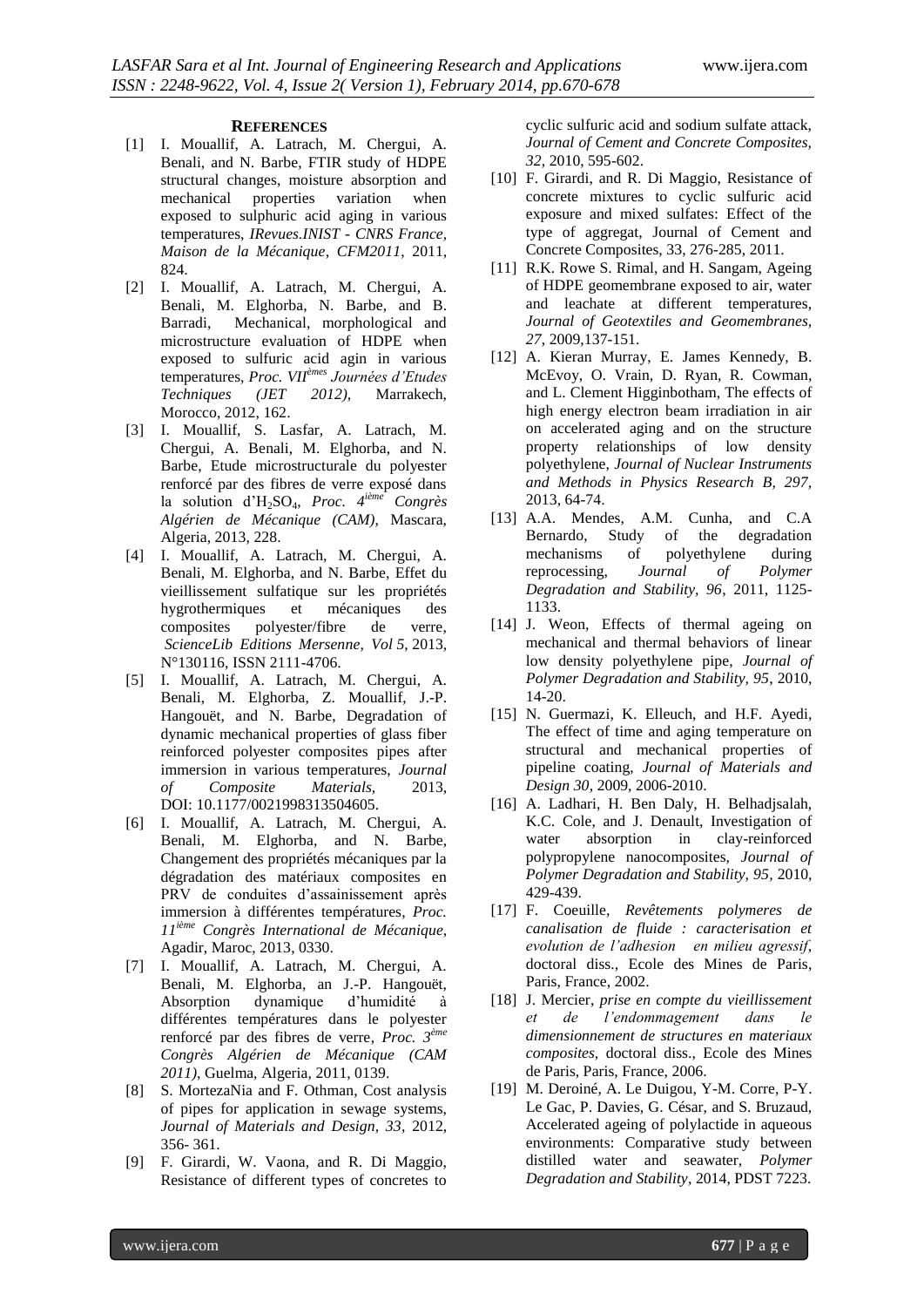## REFERENCES

[1] I. Mouallif, A. Latrach, M. Chergui, A. Benali, and N. Barbe, FTIR study of HDPE structural changes, moisture absorption and mechanical properties variation when exposed to sulphuric acid aging in various temperatures, *IRevues.INIST - CNRS France, Maison de la Mécanique, CFM2011*, 2011, 824.

[2] I. Mouallif, A. Latrach, M. Chergui, A. Benali, M. Elghorba, N. Barbe, and B. Barradi, Mechanical, morphological and microstructure evaluation of HDPE when exposed to sulfuric acid agin in various temperatures, *Proc. VII$^{èmes}$ Journées d'Etudes Techniques (JET 2012)*, Marrakech, Morocco, 2012, 162.

[3] I. Mouallif, S. Lasfar, A. Latrach, M. Chergui, A. Benali, M. Elghorba, and N. Barbe, Etude microstructurale du polyester renforcé par des fibres de verre exposé dans la solution d'$H_2SO_4$, *Proc. 4$^{ième}$ Congrès Algérien de Mécanique (CAM)*, Mascara, Algeria, 2013, 228.

[4] I. Mouallif, A. Latrach, M. Chergui, A. Benali, M. Elghorba, and N. Barbe, Effet du vieillissement sulfatique sur les propriétés hygrothermiques et mécaniques des composites polyester/fibre de verre, *ScienceLib Editions Mersenne, Vol 5*, 2013, N°130116, ISSN 2111-4706.

[5] I. Mouallif, A. Latrach, M. Chergui, A. Benali, M. Elghorba, Z. Mouallif, J.-P. Hangouët, and N. Barbe, Degradation of dynamic mechanical properties of glass fiber reinforced polyester composites pipes after immersion in various temperatures, *Journal of Composite Materials*, 2013, DOI: 10.1177/0021998313504605.

[6] I. Mouallif, A. Latrach, M. Chergui, A. Benali, M. Elghorba, and N. Barbe, Changement des propriétés mécaniques par la dégradation des matériaux composites en PRV de conduites d'assainissement après immersion à différentes températures, *Proc. 11$^{ième}$ Congrès International de Mécanique*, Agadir, Maroc, 2013, 0330.

[7] I. Mouallif, A. Latrach, M. Chergui, A. Benali, M. Elghorba, an J.-P. Hangouët, Absorption dynamique d'humidité à différentes températures dans le polyester renforcé par des fibres de verre, *Proc. 3$^{ème}$ Congrès Algérien de Mécanique (CAM 2011)*, Guelma, Algeria, 2011, 0139.

[8] S. MortezaNia and F. Othman, Cost analysis of pipes for application in sewage systems, *Journal of Materials and Design, 33*, 2012, 356- 361.

[9] F. Girardi, W. Vaona, and R. Di Maggio, Resistance of different types of concretes to cyclic sulfuric acid and sodium sulfate attack, *Journal of Cement and Concrete Composites, 32*, 2010, 595-602.

[10] F. Girardi, and R. Di Maggio, Resistance of concrete mixtures to cyclic sulfuric acid exposure and mixed sulfates: Effect of the type of aggregat, Journal of Cement and Concrete Composites, 33, 276-285, 2011.

[11] R.K. Rowe S. Rimal, and H. Sangam, Ageing of HDPE geomembrane exposed to air, water and leachate at different temperatures, *Journal of Geotextiles and Geomembranes, 27*, 2009,137-151.

[12] A. Kieran Murray, E. James Kennedy, B. McEvoy, O. Vrain, D. Ryan, R. Cowman, and L. Clement Higginbotham, The effects of high energy electron beam irradiation in air on accelerated aging and on the structure property relationships of low density polyethylene, *Journal of Nuclear Instruments and Methods in Physics Research B, 297*, 2013, 64-74.

[13] A.A. Mendes, A.M. Cunha, and C.A Bernardo, Study of the degradation mechanisms of polyethylene during reprocessing, *Journal of Polymer Degradation and Stability, 96*, 2011, 1125-1133.

[14] J. Weon, Effects of thermal ageing on mechanical and thermal behaviors of linear low density polyethylene pipe, *Journal of Polymer Degradation and Stability, 95*, 2010, 14-20.

[15] N. Guermazi, K. Elleuch, and H.F. Ayedi, The effect of time and aging temperature on structural and mechanical properties of pipeline coating, *Journal of Materials and Design 30*, 2009, 2006-2010.

[16] A. Ladhari, H. Ben Daly, H. Belhadjsalah, K.C. Cole, and J. Denault, Investigation of water absorption in clay-reinforced polypropylene nanocomposites, *Journal of Polymer Degradation and Stability, 95*, 2010, 429-439.

[17] F. Coeuille, *Revêtements polymeres de canalisation de fluide : caracterisation et evolution de l'adhesion en milieu agressif*, doctoral diss., Ecole des Mines de Paris, Paris, France, 2002.

[18] J. Mercier, *prise en compte du vieillissement et de l'endommagement dans le dimensionnement de structures en materiaux composites*, doctoral diss., Ecole des Mines de Paris, Paris, France, 2006.

[19] M. Deroiné, A. Le Duigou, Y-M. Corre, P-Y. Le Gac, P. Davies, G. César, and S. Bruzaud, Accelerated ageing of polylactide in aqueous environments: Comparative study between distilled water and seawater, *Polymer Degradation and Stability*, 2014, PDST 7223.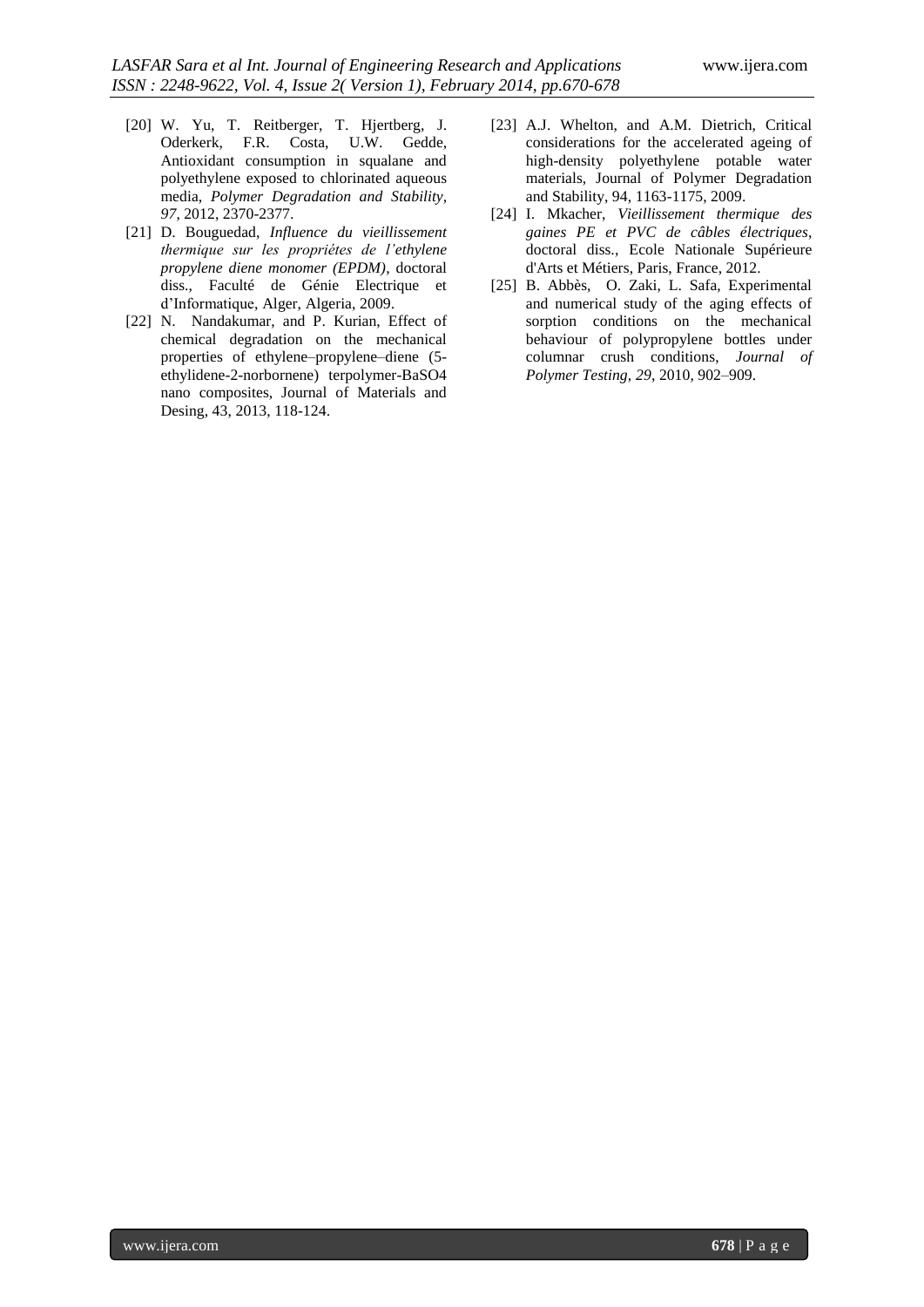[20] W. Yu, T. Reitberger, T. Hjertberg, J. Oderkerk, F.R. Costa, U.W. Gedde, Antioxidant consumption in squalane and polyethylene exposed to chlorinated aqueous media, *Polymer Degradation and Stability, 97*, 2012, 2370-2377.

[21] D. Bouguedad, *Influence du vieillissement thermique sur les propriétes de l'ethylene propylene diene monomer (EPDM)*, doctoral diss., Faculté de Génie Electrique et d'Informatique, Alger, Algeria, 2009.

[22] N. Nandakumar, and P. Kurian, Effect of chemical degradation on the mechanical properties of ethylene–propylene–diene (5-ethylidene-2-norbornene) terpolymer-BaSO4 nano composites, Journal of Materials and Desing, 43, 2013, 118-124.

[23] A.J. Whelton, and A.M. Dietrich, Critical considerations for the accelerated ageing of high-density polyethylene potable water materials, Journal of Polymer Degradation and Stability, 94, 1163-1175, 2009.

[24] I. Mkacher, *Vieillissement thermique des gaines PE et PVC de câbles électriques*, doctoral diss., Ecole Nationale Supérieure d'Arts et Métiers, Paris, France, 2012.

[25] B. Abbès, O. Zaki, L. Safa, Experimental and numerical study of the aging effects of sorption conditions on the mechanical behaviour of polypropylene bottles under columnar crush conditions, *Journal of Polymer Testing, 29*, 2010, 902–909.